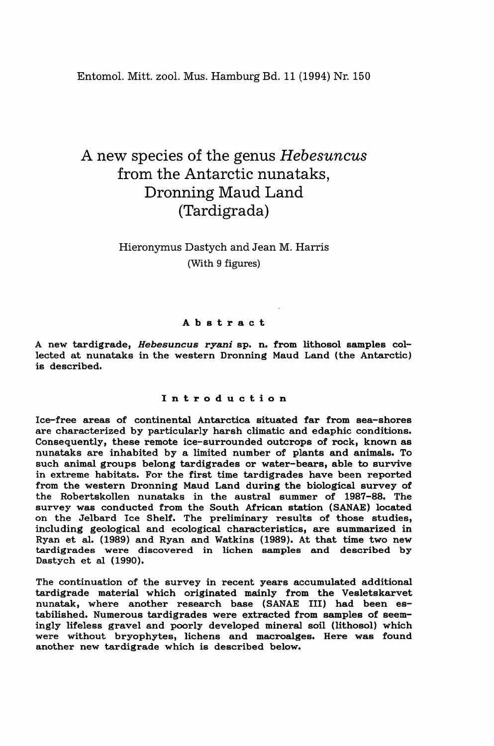# A new species of the genus *Hebesuncus* from the Antarctic nunataks, Dronning Maud Land (Tardigrada)

Hieronymus Dastych and Jean M. Harris

(With 9 figures)

## Abstract

A new tardigrade, *Hebesuncus ryani* sp. n. from lithosol samples collected at nunataks in the western Dronning Maud Land (the Antarctic) is described.

## Introduction

Ice-free areas of continental Antarctica situated far from sea-shores are characterized by particularly harsh climatic and edaphic conditions. Consequently, these remote ice-surrounded outcrops of rock, known as nunataks are inhabited by a limited number of plants and animals. To such animal groups belong tardigrades or water-bears, able to survive in extreme habitats. For the first time tardigrades have been reported from the western Dronning Maud Land during the biological survey of the Robertskollen nunataks in the austral summer of 1987-88. The survey was conducted from the South African station (SANAE) located on the Jelbard Ice Shelf. The preliminary results of those studies, including geological and ecological characteristics, are summarized in Ryan et al. (1989) and Ryan and Watkins (1989). At that time two new tardigrades were discovered in lichen samples and described by Dastych et al (1990).

The continuation of the survey in recent years accumulated additional tardigrade material which originated mainly from the Vesletskarvet nunatak, where another research base (SANAE III) had been established. Numerous tardigrades were extracted from samples of seemingly lifeless gravel and poorly developed mineral soil (lithosol) which were without bryophytes, lichens and macroalges. Here was found another new tardigrade which is described below.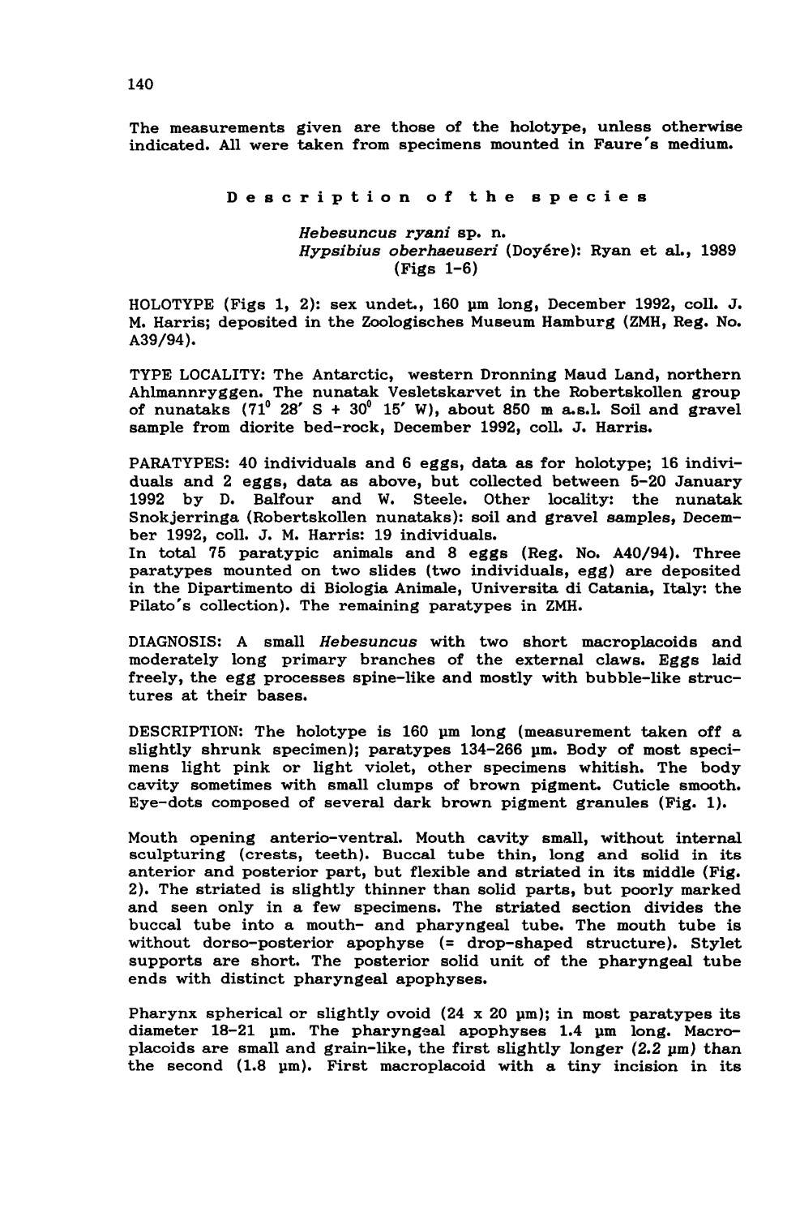The measurements given are those of the holotype, unless otherwise indicated. All were taken from specimens mounted in Faure's medium.

## Description of the species

*Hebesuncus ryani* sp. n.
*Hypsibius oberhaeuseri* (Doyére): Ryan et al., 1989
(Figs 1-6)

HOLOTYPE (Figs 1, 2): sex undet., 160 µm long, December 1992, coll. J. M. Harris; deposited in the Zoologisches Museum Hamburg (ZMH, Reg. No. A39/94).

TYPE LOCALITY: The Antarctic, western Dronning Maud Land, northern Ahlmannryggen. The nunatak Vesletskarvet in the Robertskollen group of nunataks ($71^0$ 28′ S + $30^0$ 15′ W), about 850 m a.s.l. Soil and gravel sample from diorite bed-rock, December 1992, coll. J. Harris.

PARATYPES: 40 individuals and 6 eggs, data as for holotype; 16 individuals and 2 eggs, data as above, but collected between 5-20 January 1992 by D. Balfour and W. Steele. Other locality: the nunatak Snokjerringa (Robertskollen nunataks): soil and gravel samples, December 1992, coll. J. M. Harris: 19 individuals.
In total 75 paratypic animals and 8 eggs (Reg. No. A40/94). Three paratypes mounted on two slides (two individuals, egg) are deposited in the Dipartimento di Biologia Animale, Universita di Catania, Italy: the Pilato's collection). The remaining paratypes in ZMH.

DIAGNOSIS: A small *Hebesuncus* with two short macroplacoids and moderately long primary branches of the external claws. Eggs laid freely, the egg processes spine-like and mostly with bubble-like structures at their bases.

DESCRIPTION: The holotype is 160 µm long (measurement taken off a slightly shrunk specimen); paratypes 134-266 µm. Body of most specimens light pink or light violet, other specimens whitish. The body cavity sometimes with small clumps of brown pigment. Cuticle smooth. Eye-dots composed of several dark brown pigment granules (Fig. 1).

Mouth opening anterio-ventral. Mouth cavity small, without internal sculpturing (crests, teeth). Buccal tube thin, long and solid in its anterior and posterior part, but flexible and striated in its middle (Fig. 2). The striated is slightly thinner than solid parts, but poorly marked and seen only in a few specimens. The striated section divides the buccal tube into a mouth- and pharyngeal tube. The mouth tube is without dorso-posterior apophyse (= drop-shaped structure). Stylet supports are short. The posterior solid unit of the pharyngeal tube ends with distinct pharyngeal apophyses.

Pharynx spherical or slightly ovoid (24 x 20 µm); in most paratypes its diameter 18-21 µm. The pharyngeal apophyses 1.4 µm long. Macroplacoids are small and grain-like, the first slightly longer (2.2 µm) than the second (1.8 µm). First macroplacoid with a tiny incision in its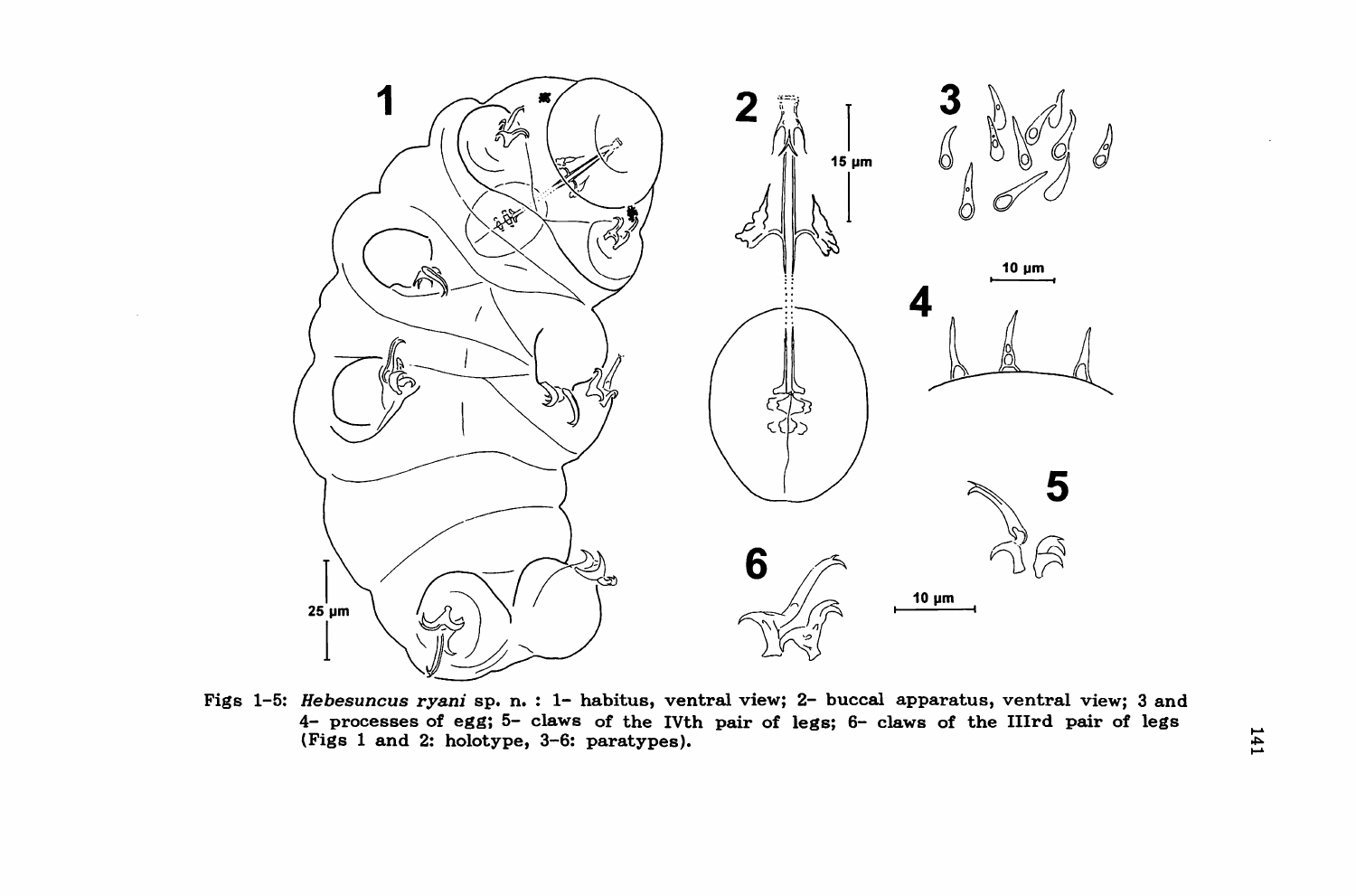Figs 1-5: *Hebesuncus ryani* sp. n. : 1- habitus, ventral view; 2- buccal apparatus, ventral view; 3 and 4- processes of egg; 5- claws of the IVth pair of legs; 6- claws of the IIIrd pair of legs (Figs 1 and 2: holotype, 3-6: paratypes).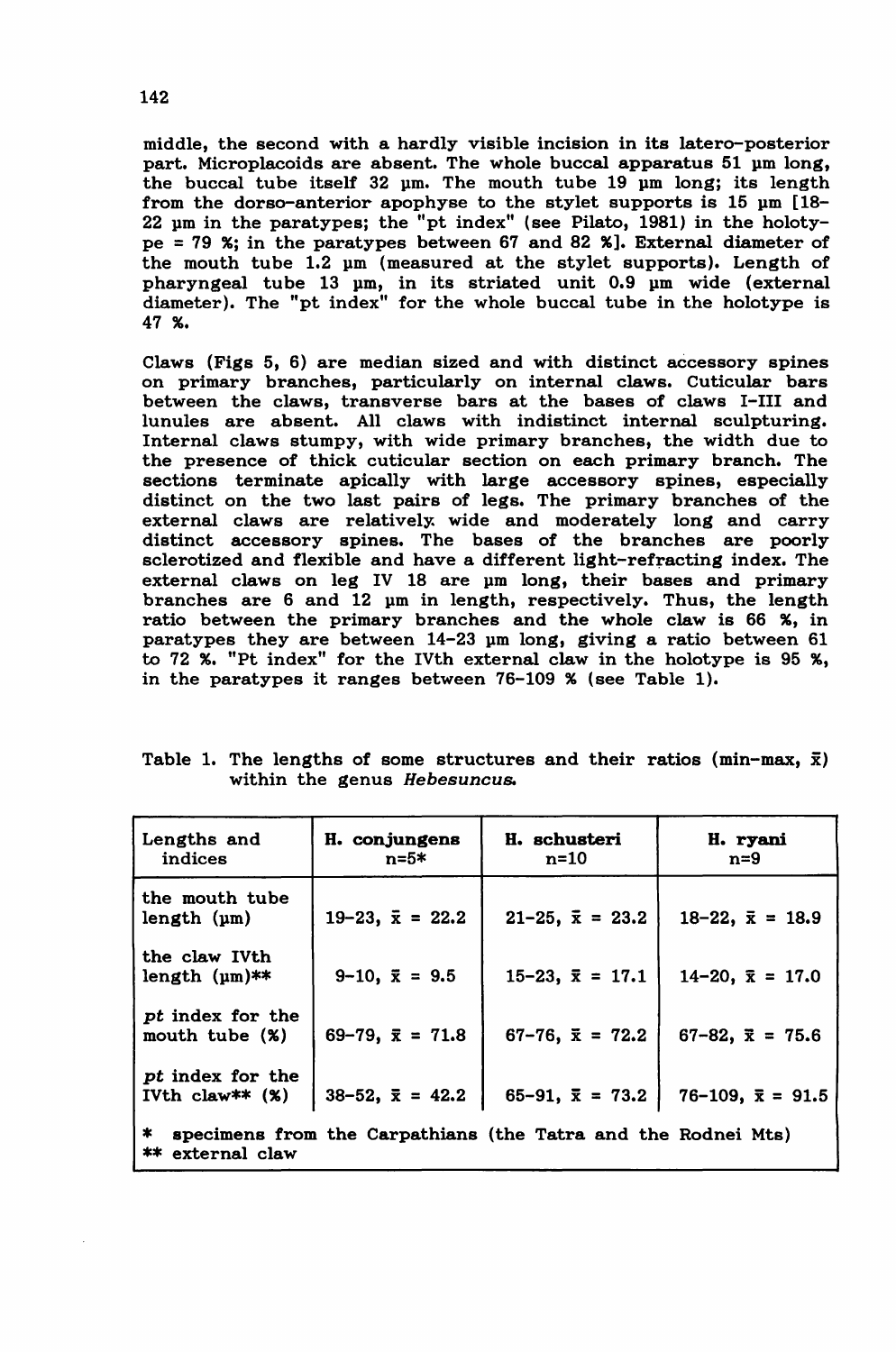middle, the second with a hardly visible incision in its latero-posterior part. Microplacoids are absent. The whole buccal apparatus 51 μm long, the buccal tube itself 32 μm. The mouth tube 19 μm long; its length from the dorso-anterior apophyse to the stylet supports is 15 μm [18-22 μm in the paratypes; the "pt index" (see Pilato, 1981) in the holotype = 79 %; in the paratypes between 67 and 82 %]. External diameter of the mouth tube 1.2 μm (measured at the stylet supports). Length of pharyngeal tube 13 μm, in its striated unit 0.9 μm wide (external diameter). The "pt index" for the whole buccal tube in the holotype is 47 %.

Claws (Figs 5, 6) are median sized and with distinct accessory spines on primary branches, particularly on internal claws. Cuticular bars between the claws, transverse bars at the bases of claws I-III and lunules are absent. All claws with indistinct internal sculpturing. Internal claws stumpy, with wide primary branches, the width due to the presence of thick cuticular section on each primary branch. The sections terminate apically with large accessory spines, especially distinct on the two last pairs of legs. The primary branches of the external claws are relatively wide and moderately long and carry distinct accessory spines. The bases of the branches are poorly sclerotized and flexible and have a different light-refracting index. The external claws on leg IV 18 are μm long, their bases and primary branches are 6 and 12 μm in length, respectively. Thus, the length ratio between the primary branches and the whole claw is 66 %, in paratypes they are between 14-23 μm long, giving a ratio between 61 to 72 %. "Pt index" for the IVth external claw in the holotype is 95 %, in the paratypes it ranges between 76-109 % (see Table 1).

Table 1. The lengths of some structures and their ratios (min-max, $\bar{x}$) within the genus *Hebesuncus*.

| Lengths and indices | H. conjungens n=5* | H. schusteri n=10 | H. ryani n=9 |
|---|---|---|---|
| the mouth tube length (μm) | 19-23, $\bar{x}$ = 22.2 | 21-25, $\bar{x}$ = 23.2 | 18-22, $\bar{x}$ = 18.9 |
| the claw IVth length (μm)** | 9-10, $\bar{x}$ = 9.5 | 15-23, $\bar{x}$ = 17.1 | 14-20, $\bar{x}$ = 17.0 |
| *pt* index for the mouth tube (%) | 69-79, $\bar{x}$ = 71.8 | 67-76, $\bar{x}$ = 72.2 | 67-82, $\bar{x}$ = 75.6 |
| *pt* index for the IVth claw** (%) | 38-52, $\bar{x}$ = 42.2 | 65-91, $\bar{x}$ = 73.2 | 76-109, $\bar{x}$ = 91.5 |

\* specimens from the Carpathians (the Tatra and the Rodnei Mts)
\*\* external claw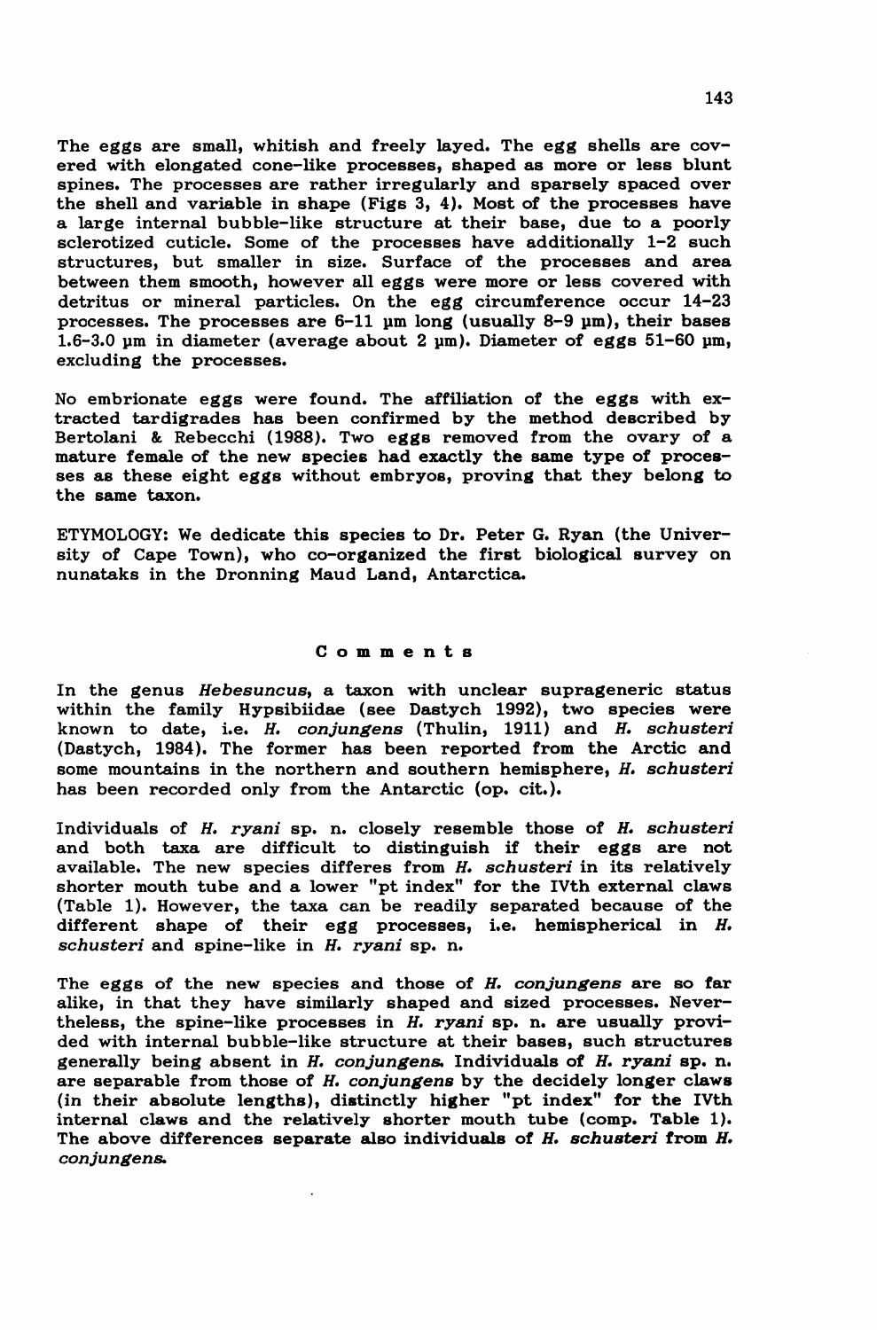The eggs are small, whitish and freely layed. The egg shells are covered with elongated cone-like processes, shaped as more or less blunt spines. The processes are rather irregularly and sparsely spaced over the shell and variable in shape (Figs 3, 4). Most of the processes have a large internal bubble-like structure at their base, due to a poorly sclerotized cuticle. Some of the processes have additionally 1-2 such structures, but smaller in size. Surface of the processes and area between them smooth, however all eggs were more or less covered with detritus or mineral particles. On the egg circumference occur 14-23 processes. The processes are 6-11 µm long (usually 8-9 µm), their bases 1.6-3.0 µm in diameter (average about 2 µm). Diameter of eggs 51-60 µm, excluding the processes.

No embrionate eggs were found. The affiliation of the eggs with extracted tardigrades has been confirmed by the method described by Bertolani & Rebecchi (1988). Two eggs removed from the ovary of a mature female of the new species had exactly the same type of processes as these eight eggs without embryos, proving that they belong to the same taxon.

ETYMOLOGY: We dedicate this species to Dr. Peter G. Ryan (the University of Cape Town), who co-organized the first biological survey on nunataks in the Dronning Maud Land, Antarctica.

## Comments

In the genus *Hebesuncus*, a taxon with unclear suprageneric status within the family Hypsibiidae (see Dastych 1992), two species were known to date, i.e. *H. conjungens* (Thulin, 1911) and *H. schusteri* (Dastych, 1984). The former has been reported from the Arctic and some mountains in the northern and southern hemisphere, *H. schusteri* has been recorded only from the Antarctic (op. cit.).

Individuals of *H. ryani* sp. n. closely resemble those of *H. schusteri* and both taxa are difficult to distinguish if their eggs are not available. The new species differes from *H. schusteri* in its relatively shorter mouth tube and a lower "pt index" for the IVth external claws (Table 1). However, the taxa can be readily separated because of the different shape of their egg processes, i.e. hemispherical in *H. schusteri* and spine-like in *H. ryani* sp. n.

The eggs of the new species and those of *H. conjungens* are so far alike, in that they have similarly shaped and sized processes. Nevertheless, the spine-like processes in *H. ryani* sp. n. are usually provided with internal bubble-like structure at their bases, such structures generally being absent in *H. conjungens*. Individuals of *H. ryani* sp. n. are separable from those of *H. conjungens* by the decidely longer claws (in their absolute lengths), distinctly higher "pt index" for the IVth internal claws and the relatively shorter mouth tube (comp. Table 1). The above differences separate also individuals of *H. schusteri* from *H. conjungens*.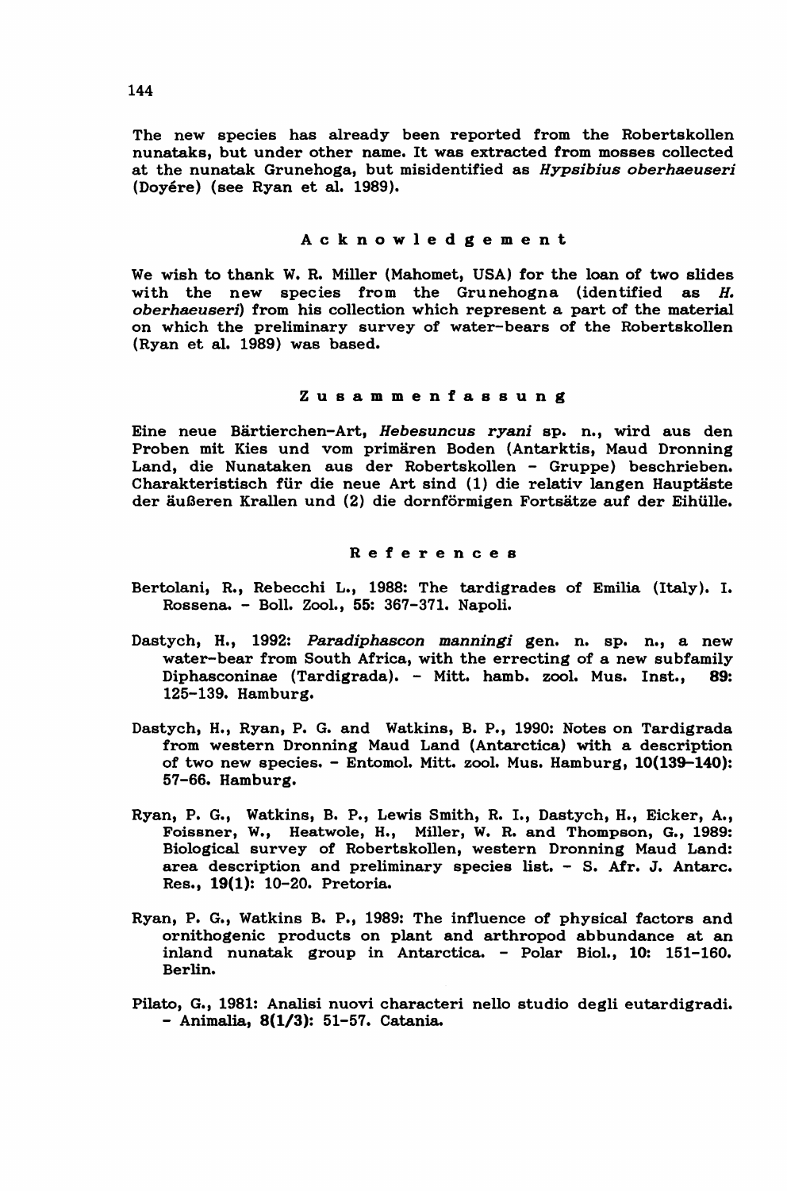The new species has already been reported from the Robertskollen nunataks, but under other name. It was extracted from mosses collected at the nunatak Grunehoga, but misidentified as *Hypsibius oberhaeuseri* (Doyére) (see Ryan et al. 1989).

## Acknowledgement

We wish to thank W. R. Miller (Mahomet, USA) for the loan of two slides with the new species from the Grunehogna (identified as *H. oberhaeuseri*) from his collection which represent a part of the material on which the preliminary survey of water-bears of the Robertskollen (Ryan et al. 1989) was based.

## Zusammenfassung

Eine neue Bärtierchen-Art, *Hebesuncus ryani* sp. n., wird aus den Proben mit Kies und vom primären Boden (Antarktis, Maud Dronning Land, die Nunataken aus der Robertskollen - Gruppe) beschrieben. Charakteristisch für die neue Art sind (1) die relativ langen Hauptäste der äußeren Krallen und (2) die dornförmigen Fortsätze auf der Eihülle.

## References

Bertolani, R., Rebecchi L., 1988: The tardigrades of Emilia (Italy). I. Rossena. - Boll. Zool., **55**: 367-371. Napoli.

Dastych, H., 1992: *Paradiphascon manningi* gen. n. sp. n., a new water-bear from South Africa, with the errecting of a new subfamily Diphasconinae (Tardigrada). - Mitt. hamb. zool. Mus. Inst., **89**: 125-139. Hamburg.

Dastych, H., Ryan, P. G. and Watkins, B. P., 1990: Notes on Tardigrada from western Dronning Maud Land (Antarctica) with a description of two new species. - Entomol. Mitt. zool. Mus. Hamburg, **10(139-140)**: 57-66. Hamburg.

Ryan, P. G., Watkins, B. P., Lewis Smith, R. I., Dastych, H., Eicker, A., Foissner, W., Heatwole, H., Miller, W. R. and Thompson, G., 1989: Biological survey of Robertskollen, western Dronning Maud Land: area description and preliminary species list. - S. Afr. J. Antarc. Res., **19(1)**: 10-20. Pretoria.

Ryan, P. G., Watkins B. P., 1989: The influence of physical factors and ornithogenic products on plant and arthropod abbundance at an inland nunatak group in Antarctica. - Polar Biol., **10**: 151-160. Berlin.

Pilato, G., 1981: Analisi nuovi characteri nello studio degli eutardigradi. - Animalia, **8(1/3)**: 51-57. Catania.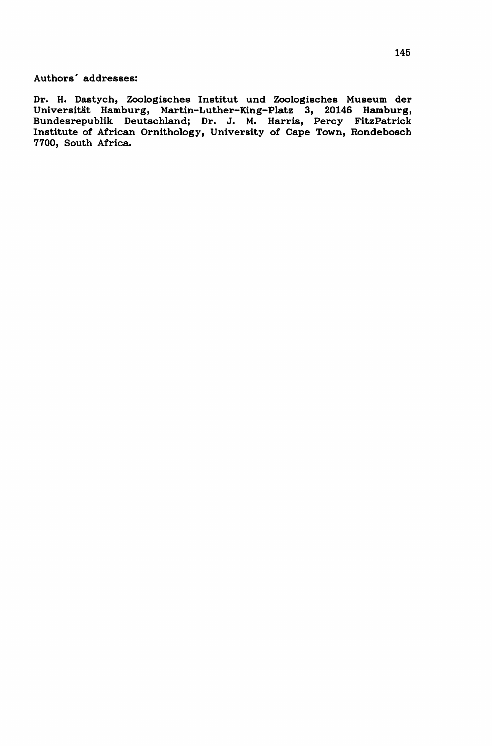Authors' addresses:

Dr. H. Dastych, Zoologisches Institut und Zoologisches Museum der Universität Hamburg, Martin-Luther-King-Platz 3, 20146 Hamburg, Bundesrepublik Deutschland; Dr. J. M. Harris, Percy FitzPatrick Institute of African Ornithology, University of Cape Town, Rondebosch 7700, South Africa.